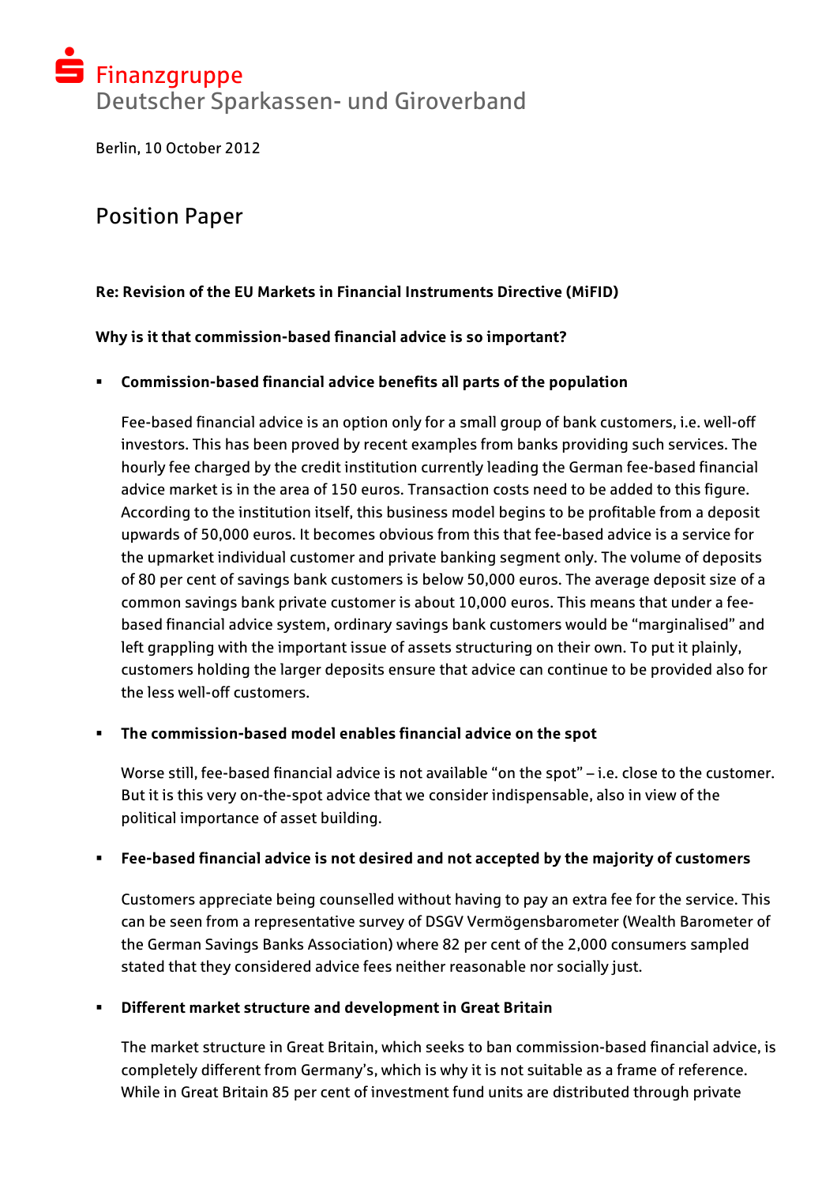Finanzgruppe
Deutscher Sparkassen- und Giroverband

Berlin, 10 October 2012

# Position Paper

**Re: Revision of the EU Markets in Financial Instruments Directive (MiFID)**

**Why is it that commission-based financial advice is so important?**

- **Commission-based financial advice benefits all parts of the population**

  Fee-based financial advice is an option only for a small group of bank customers, i.e. well-off investors. This has been proved by recent examples from banks providing such services. The hourly fee charged by the credit institution currently leading the German fee-based financial advice market is in the area of 150 euros. Transaction costs need to be added to this figure. According to the institution itself, this business model begins to be profitable from a deposit upwards of 50,000 euros. It becomes obvious from this that fee-based advice is a service for the upmarket individual customer and private banking segment only. The volume of deposits of 80 per cent of savings bank customers is below 50,000 euros. The average deposit size of a common savings bank private customer is about 10,000 euros. This means that under a fee-based financial advice system, ordinary savings bank customers would be "marginalised" and left grappling with the important issue of assets structuring on their own. To put it plainly, customers holding the larger deposits ensure that advice can continue to be provided also for the less well-off customers.

- **The commission-based model enables financial advice on the spot**

  Worse still, fee-based financial advice is not available "on the spot" – i.e. close to the customer. But it is this very on-the-spot advice that we consider indispensable, also in view of the political importance of asset building.

- **Fee-based financial advice is not desired and not accepted by the majority of customers**

  Customers appreciate being counselled without having to pay an extra fee for the service. This can be seen from a representative survey of DSGV Vermögensbarometer (Wealth Barometer of the German Savings Banks Association) where 82 per cent of the 2,000 consumers sampled stated that they considered advice fees neither reasonable nor socially just.

- **Different market structure and development in Great Britain**

  The market structure in Great Britain, which seeks to ban commission-based financial advice, is completely different from Germany's, which is why it is not suitable as a frame of reference. While in Great Britain 85 per cent of investment fund units are distributed through private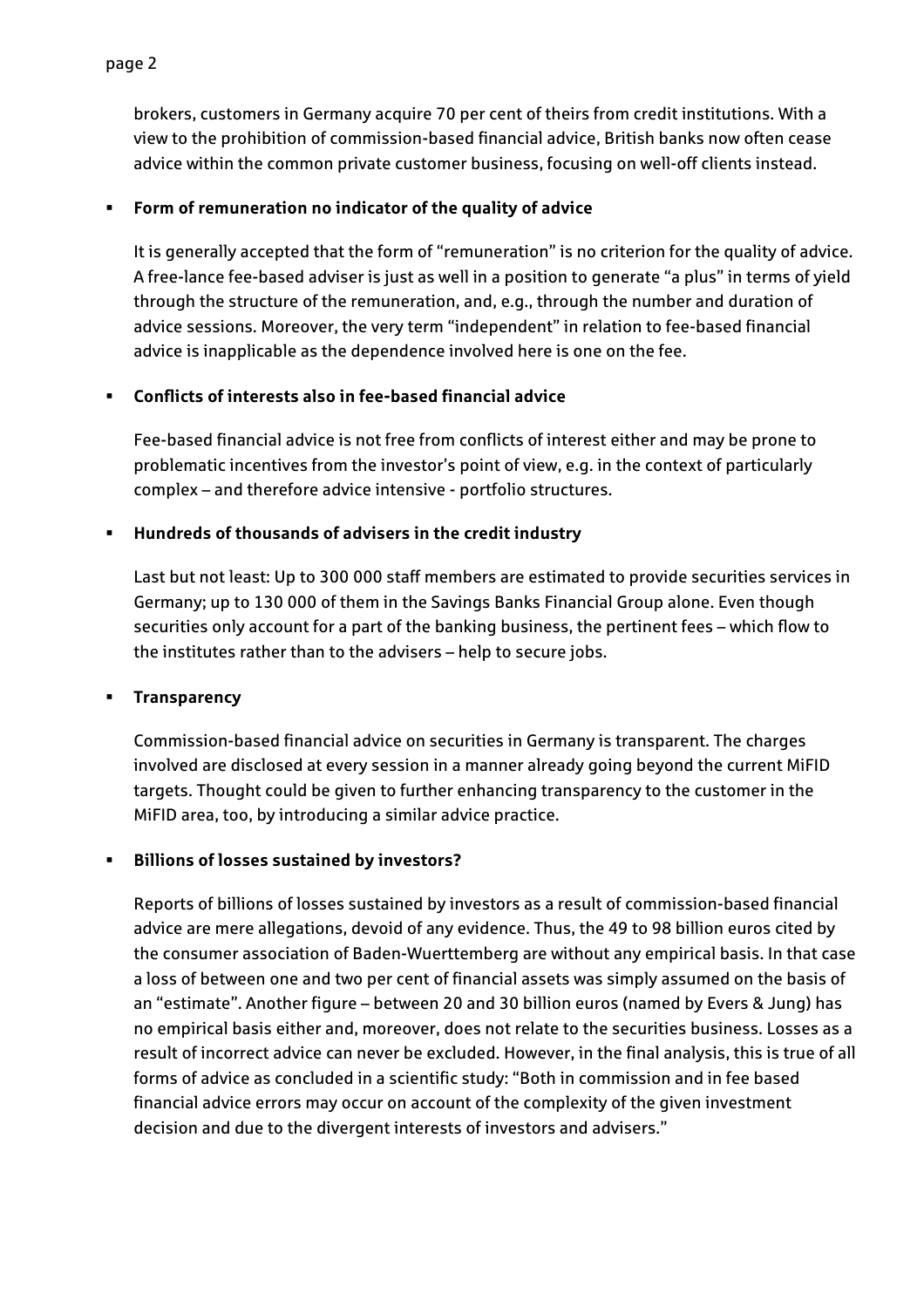brokers, customers in Germany acquire 70 per cent of theirs from credit institutions. With a view to the prohibition of commission-based financial advice, British banks now often cease advice within the common private customer business, focusing on well-off clients instead.

- **Form of remuneration no indicator of the quality of advice**

  It is generally accepted that the form of "remuneration" is no criterion for the quality of advice. A free-lance fee-based adviser is just as well in a position to generate "a plus" in terms of yield through the structure of the remuneration, and, e.g., through the number and duration of advice sessions. Moreover, the very term "independent" in relation to fee-based financial advice is inapplicable as the dependence involved here is one on the fee.

- **Conflicts of interests also in fee-based financial advice**

  Fee-based financial advice is not free from conflicts of interest either and may be prone to problematic incentives from the investor's point of view, e.g. in the context of particularly complex – and therefore advice intensive - portfolio structures.

- **Hundreds of thousands of advisers in the credit industry**

  Last but not least: Up to 300 000 staff members are estimated to provide securities services in Germany; up to 130 000 of them in the Savings Banks Financial Group alone. Even though securities only account for a part of the banking business, the pertinent fees – which flow to the institutes rather than to the advisers – help to secure jobs.

- **Transparency**

  Commission-based financial advice on securities in Germany is transparent. The charges involved are disclosed at every session in a manner already going beyond the current MiFID targets. Thought could be given to further enhancing transparency to the customer in the MiFID area, too, by introducing a similar advice practice.

- **Billions of losses sustained by investors?**

  Reports of billions of losses sustained by investors as a result of commission-based financial advice are mere allegations, devoid of any evidence. Thus, the 49 to 98 billion euros cited by the consumer association of Baden-Wuerttemberg are without any empirical basis. In that case a loss of between one and two per cent of financial assets was simply assumed on the basis of an "estimate". Another figure – between 20 and 30 billion euros (named by Evers & Jung) has no empirical basis either and, moreover, does not relate to the securities business. Losses as a result of incorrect advice can never be excluded. However, in the final analysis, this is true of all forms of advice as concluded in a scientific study: "Both in commission and in fee based financial advice errors may occur on account of the complexity of the given investment decision and due to the divergent interests of investors and advisers."